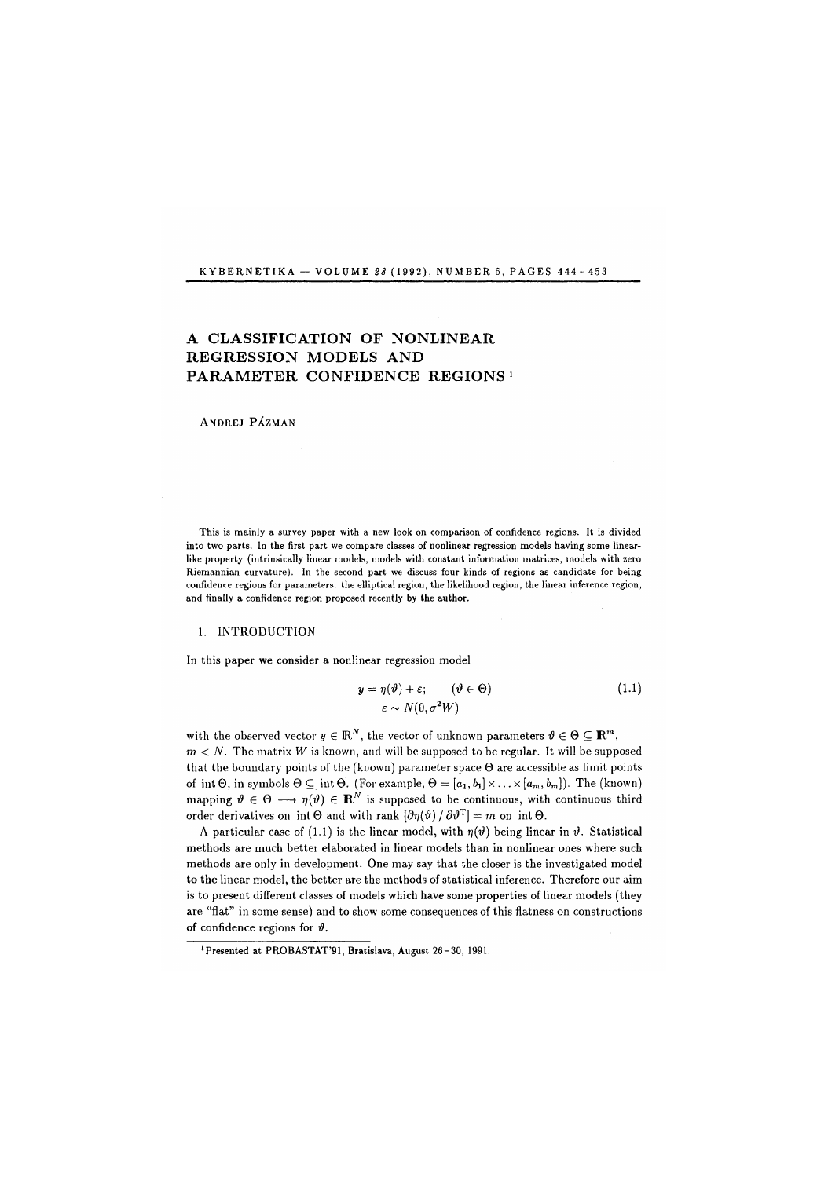# A CLASSIFICATION OF NONLINEAR REGRESSION MODELS AND PARAMETER CONFIDENCE REGIONS [1]

ANDREJ PÁZMAN

This is mainly a survey paper with a new look on comparison of confidence regions. It is divided into two parts. In the first part we compare classes of nonlinear regression models having some linear-like property (intrinsically linear models, models with constant information matrices, models with zero Riemannian curvature). In the second part we discuss four kinds of regions as candidate for being confidence regions for parameters: the elliptical region, the likelihood region, the linear inference region, and finally a confidence region proposed recently by the author.

## 1. INTRODUCTION

In this paper we consider a nonlinear regression model

$$
\begin{aligned}
y &= \eta(\vartheta) + \varepsilon; \qquad (\vartheta \in \Theta) \\
\varepsilon &\sim N(0, \sigma^2 W)
\end{aligned}
\tag{1.1}
$$

with the observed vector $y \in \mathbb{R}^N$, the vector of unknown parameters $\vartheta \in \Theta \subseteq \mathbb{R}^m$, $m < N$. The matrix $W$ is known, and will be supposed to be regular. It will be supposed that the boundary points of the (known) parameter space $\Theta$ are accessible as limit points of $\operatorname{int}\Theta$, in symbols $\Theta \subseteq \overline{\operatorname{int}\Theta}$. (For example, $\Theta = [a_1, b_1] \times \ldots \times [a_m, b_m]$). The (known) mapping $\vartheta \in \Theta \longrightarrow \eta(\vartheta) \in \mathbb{R}^N$ is supposed to be continuous, with continuous third order derivatives on $\operatorname{int}\Theta$ and with rank $[\partial\eta(\vartheta) / \partial\vartheta^{\mathrm{T}}] = m$ on $\operatorname{int}\Theta$.

A particular case of (1.1) is the linear model, with $\eta(\vartheta)$ being linear in $\vartheta$. Statistical methods are much better elaborated in linear models than in nonlinear ones where such methods are only in development. One may say that the closer is the investigated model to the linear model, the better are the methods of statistical inference. Therefore our aim is to present different classes of models which have some properties of linear models (they are "flat" in some sense) and to show some consequences of this flatness on constructions of confidence regions for $\vartheta$.

[1] Presented at PROBASTAT'91, Bratislava, August 26–30, 1991.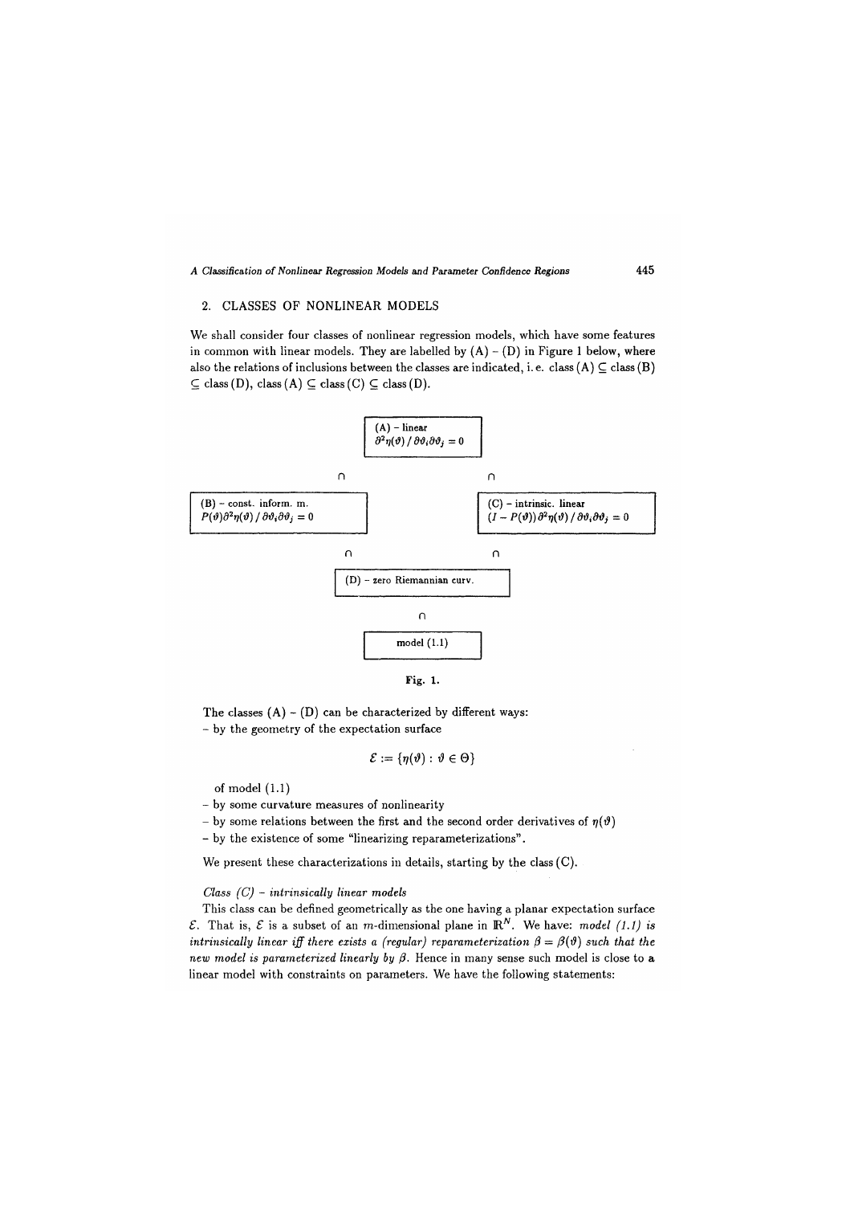## 2. CLASSES OF NONLINEAR MODELS

We shall consider four classes of nonlinear regression models, which have some features in common with linear models. They are labelled by (A) – (D) in Figure 1 below, where also the relations of inclusions between the classes are indicated, i. e. class (A) $\subseteq$ class (B) $\subseteq$ class (D), class (A) $\subseteq$ class (C) $\subseteq$ class (D).

(A) – linear
$\partial^2\eta(\vartheta) / \partial\vartheta_i\partial\vartheta_j = 0$

$\cap$ $\cap$

(B) – const. inform. m.
$P(\vartheta)\partial^2\eta(\vartheta) / \partial\vartheta_i\partial\vartheta_j = 0$

(C) – intrinsic. linear
$(I - P(\vartheta))\partial^2\eta(\vartheta) / \partial\vartheta_i\partial\vartheta_j = 0$

$\cap$ $\cap$

(D) – zero Riemannian curv.

$\cap$

model (1.1)

**Fig. 1.**

The classes (A) – (D) can be characterized by different ways:

- by the geometry of the expectation surface

$$\mathcal{E} := \{\eta(\vartheta) : \vartheta \in \Theta\}$$

of model (1.1)
- by some curvature measures of nonlinearity
- by some relations between the first and the second order derivatives of $\eta(\vartheta)$
- by the existence of some "linearizing reparameterizations".

We present these characterizations in details, starting by the class (C).

*Class (C) – intrinsically linear models*

This class can be defined geometrically as the one having a planar expectation surface $\mathcal{E}$. That is, $\mathcal{E}$ is a subset of an $m$-dimensional plane in $\mathbb{R}^N$. We have: *model (1.1) is intrinsically linear iff there exists a (regular) reparameterization $\beta = \beta(\vartheta)$ such that the new model is parameterized linearly by $\beta$.* Hence in many sense such model is close to a linear model with constraints on parameters. We have the following statements: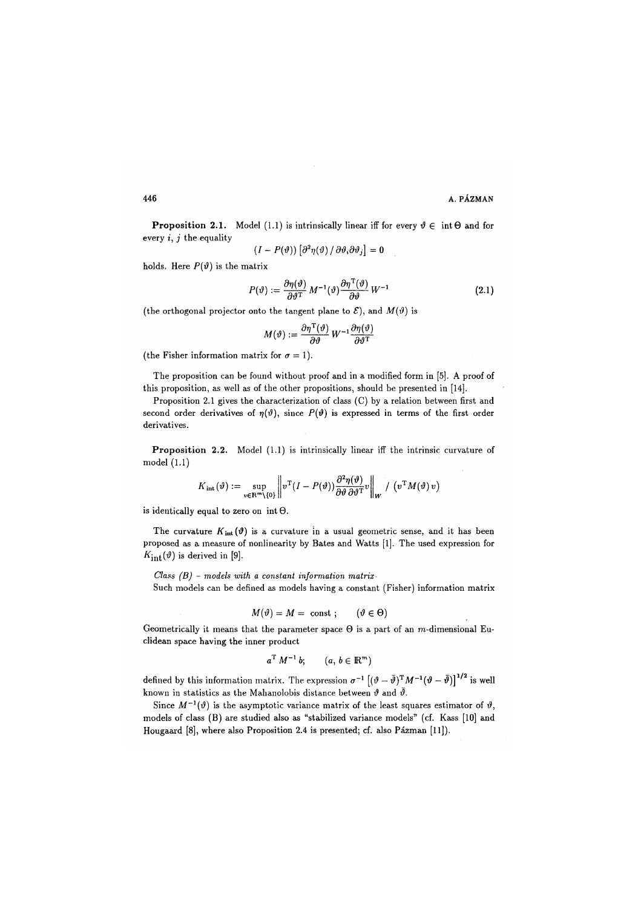**Proposition 2.1.** Model (1.1) is intrinsically linear iff for every $\vartheta \in \operatorname{int}\Theta$ and for every $i$, $j$ the equality

$$(I - P(\vartheta))\left[\partial^2\eta(\vartheta) \,/\, \partial\vartheta_i\partial\vartheta_j\right] = 0$$

holds. Here $P(\vartheta)$ is the matrix

$$P(\vartheta) := \frac{\partial\eta(\vartheta)}{\partial\vartheta^{\mathrm{T}}}\, M^{-1}(\vartheta) \frac{\partial\eta^{\mathrm{T}}(\vartheta)}{\partial\vartheta}\, W^{-1} \tag{2.1}$$

(the orthogonal projector onto the tangent plane to $\mathcal{E}$), and $M(\vartheta)$ is

$$M(\vartheta) := \frac{\partial\eta^{\mathrm{T}}(\vartheta)}{\partial\vartheta}\, W^{-1} \frac{\partial\eta(\vartheta)}{\partial\vartheta^{\mathrm{T}}}$$

(the Fisher information matrix for $\sigma = 1$).

The proposition can be found without proof and in a modified form in [5]. A proof of this proposition, as well as of the other propositions, should be presented in [14].

Proposition 2.1 gives the characterization of class (C) by a relation between first and second order derivatives of $\eta(\vartheta)$, since $P(\vartheta)$ is expressed in terms of the first order derivatives.

**Proposition 2.2.** Model (1.1) is intrinsically linear iff the intrinsic curvature of model (1.1)

$$K_{\mathrm{int}}(\vartheta) := \sup_{v \in \mathbb{R}^m \setminus \{0\}} \left\| v^{\mathrm{T}}(I - P(\vartheta)) \frac{\partial^2\eta(\vartheta)}{\partial\vartheta\, \partial\vartheta^{\mathrm{T}}} v \right\|_W \,/\, \left(v^{\mathrm{T}} M(\vartheta)\, v\right)$$

is identically equal to zero on $\operatorname{int}\Theta$.

The curvature $K_{\mathrm{int}}(\vartheta)$ is a curvature in a usual geometric sense, and it has been proposed as a measure of nonlinearity by Bates and Watts [1]. The used expression for $K_{\mathrm{int}}(\vartheta)$ is derived in [9].

*Class (B) – models with a constant information matrix*

Such models can be defined as models having a constant (Fisher) information matrix

$$M(\vartheta) = M = \text{ const }; \qquad (\vartheta \in \Theta)$$

Geometrically it means that the parameter space $\Theta$ is a part of an $m$-dimensional Euclidean space having the inner product

$$a^{\mathrm{T}} M^{-1} b; \qquad (a, b \in \mathbb{R}^m)$$

defined by this information matrix. The expression $\sigma^{-1}\left[(\vartheta - \bar{\vartheta})^{\mathrm{T}} M^{-1} (\vartheta - \bar{\vartheta})\right]^{1/2}$ is well known in statistics as the Mahanolobis distance between $\vartheta$ and $\bar{\vartheta}$.

Since $M^{-1}(\vartheta)$ is the asymptotic variance matrix of the least squares estimator of $\vartheta$, models of class (B) are studied also as "stabilized variance models" (cf. Kass [10] and Hougaard [8], where also Proposition 2.4 is presented; cf. also Pázman [11]).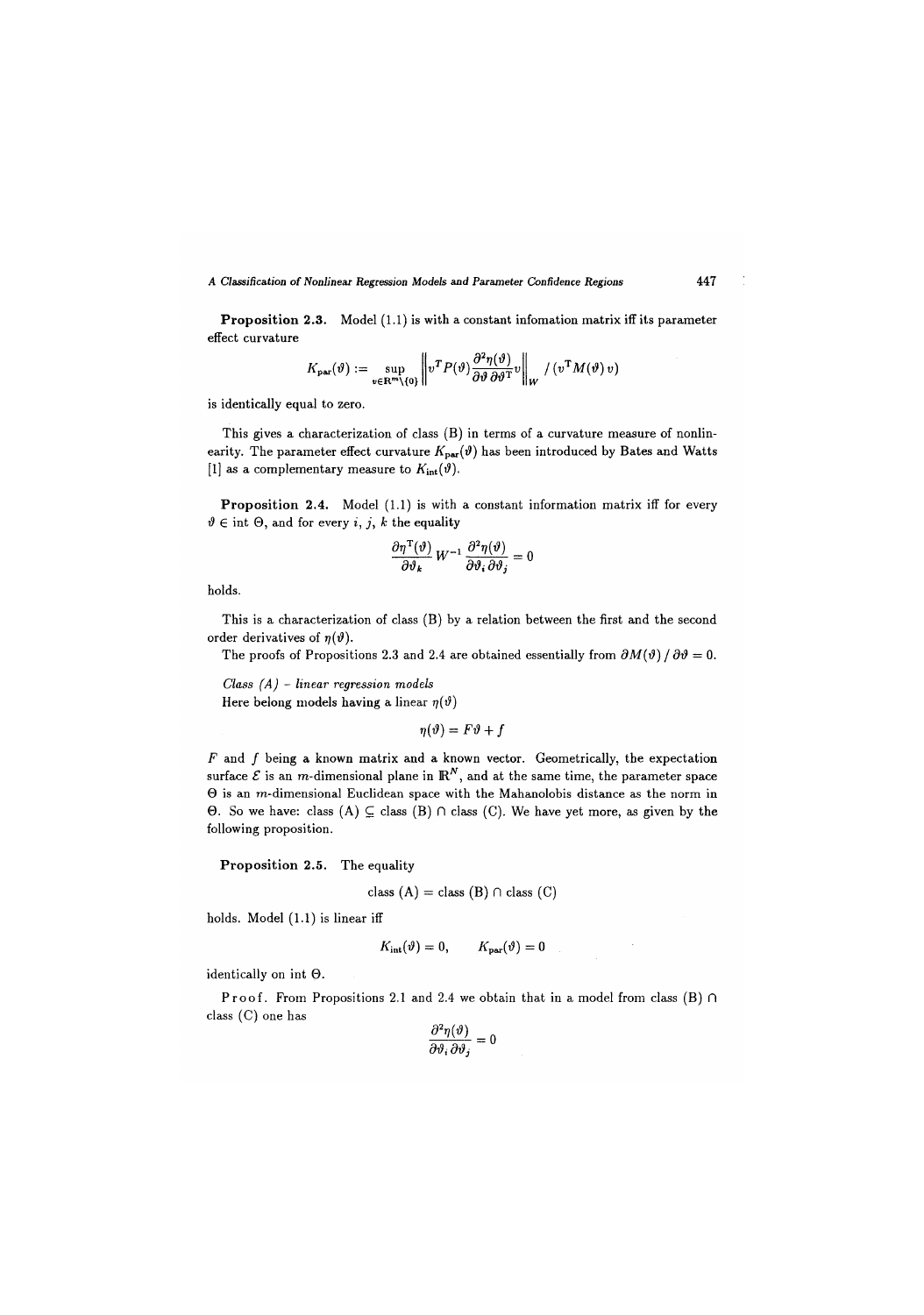**Proposition 2.3.** Model (1.1) is with a constant infomation matrix iff its parameter effect curvature

$$K_{\mathrm{par}}(\vartheta) := \sup_{v \in \mathbb{R}^m \setminus \{0\}} \left\| v^T P(\vartheta) \frac{\partial^2 \eta(\vartheta)}{\partial \vartheta \, \partial \vartheta^{\mathrm{T}}} v \right\|_W \Big/ (v^{\mathrm{T}} M(\vartheta)\, v)$$

is identically equal to zero.

This gives a characterization of class (B) in terms of a curvature measure of nonlinearity. The parameter effect curvature $K_{\mathrm{par}}(\vartheta)$ has been introduced by Bates and Watts [1] as a complementary measure to $K_{\mathrm{int}}(\vartheta)$.

**Proposition 2.4.** Model (1.1) is with a constant information matrix iff for every $\vartheta \in \mathrm{int}\ \Theta$, and for every $i$, $j$, $k$ the equality

$$\frac{\partial \eta^{\mathrm{T}}(\vartheta)}{\partial \vartheta_k} W^{-1} \frac{\partial^2 \eta(\vartheta)}{\partial \vartheta_i \, \partial \vartheta_j} = 0$$

holds.

This is a characterization of class (B) by a relation between the first and the second order derivatives of $\eta(\vartheta)$.

The proofs of Propositions 2.3 and 2.4 are obtained essentially from $\partial M(\vartheta) \,/\, \partial \vartheta = 0$.

*Class (A) – linear regression models*

Here belong models having a linear $\eta(\vartheta)$

$$\eta(\vartheta) = F\vartheta + f$$

$F$ and $f$ being a known matrix and a known vector. Geometrically, the expectation surface $\mathcal{E}$ is an $m$-dimensional plane in $\mathbb{R}^N$, and at the same time, the parameter space $\Theta$ is an $m$-dimensional Euclidean space with the Mahanolobis distance as the norm in $\Theta$. So we have: class (A) $\subseteq$ class (B) $\cap$ class (C). We have yet more, as given by the following proposition.

**Proposition 2.5.** The equality

$$\text{class (A)} = \text{class (B)} \cap \text{class (C)}$$

holds. Model (1.1) is linear iff

$$K_{\mathrm{int}}(\vartheta) = 0, \qquad K_{\mathrm{par}}(\vartheta) = 0$$

identically on int $\Theta$.

**Proof.** From Propositions 2.1 and 2.4 we obtain that in a model from class (B) $\cap$ class (C) one has

$$\frac{\partial^2 \eta(\vartheta)}{\partial \vartheta_i \, \partial \vartheta_j} = 0$$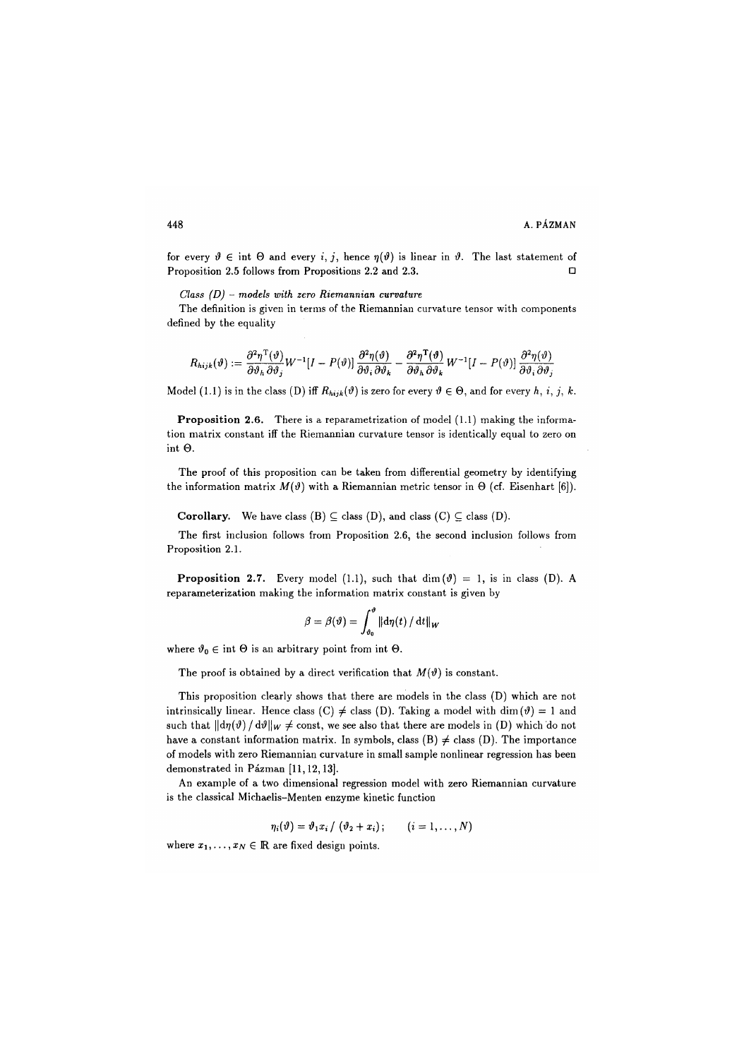for every $\vartheta \in \text{int}\,\Theta$ and every $i, j$, hence $\eta(\vartheta)$ is linear in $\vartheta$. The last statement of Proposition 2.5 follows from Propositions 2.2 and 2.3. $\square$

*Class (D) – models with zero Riemannian curvature*

The definition is given in terms of the Riemannian curvature tensor with components defined by the equality

$$R_{hijk}(\vartheta) := \frac{\partial^2 \eta^{\mathrm{T}}(\vartheta)}{\partial \vartheta_h \partial \vartheta_j} W^{-1}[I - P(\vartheta)] \frac{\partial^2 \eta(\vartheta)}{\partial \vartheta_i \partial \vartheta_k} - \frac{\partial^2 \eta^{\mathrm{T}}(\vartheta)}{\partial \vartheta_h \partial \vartheta_k} W^{-1}[I - P(\vartheta)] \frac{\partial^2 \eta(\vartheta)}{\partial \vartheta_i \partial \vartheta_j}$$

Model (1.1) is in the class (D) iff $R_{hijk}(\vartheta)$ is zero for every $\vartheta \in \Theta$, and for every $h, i, j, k$.

**Proposition 2.6.** There is a reparametrization of model (1.1) making the information matrix constant iff the Riemannian curvature tensor is identically equal to zero on int $\Theta$.

The proof of this proposition can be taken from differential geometry by identifying the information matrix $M(\vartheta)$ with a Riemannian metric tensor in $\Theta$ (cf. Eisenhart [6]).

**Corollary.** We have class (B) $\subseteq$ class (D), and class (C) $\subseteq$ class (D).

The first inclusion follows from Proposition 2.6, the second inclusion follows from Proposition 2.1.

**Proposition 2.7.** Every model (1.1), such that $\dim(\vartheta) = 1$, is in class (D). A reparameterization making the information matrix constant is given by

$$\beta = \beta(\vartheta) = \int_{\vartheta_0}^{\vartheta} \|\mathrm{d}\eta(t) \,/\, \mathrm{d}t\|_W$$

where $\vartheta_0 \in \text{int}\,\Theta$ is an arbitrary point from int $\Theta$.

The proof is obtained by a direct verification that $M(\vartheta)$ is constant.

This proposition clearly shows that there are models in the class (D) which are not intrinsically linear. Hence class (C) $\neq$ class (D). Taking a model with $\dim(\vartheta) = 1$ and such that $\|\mathrm{d}\eta(\vartheta) \,/\, \mathrm{d}\vartheta\|_W \neq$ const, we see also that there are models in (D) which do not have a constant information matrix. In symbols, class (B) $\neq$ class (D). The importance of models with zero Riemannian curvature in small sample nonlinear regression has been demonstrated in Pázman [11, 12, 13].

An example of a two dimensional regression model with zero Riemannian curvature is the classical Michaelis–Menten enzyme kinetic function

$$\eta_i(\vartheta) = \vartheta_1 x_i \,/\, (\vartheta_2 + x_i)\,; \qquad (i = 1, \ldots, N)$$

where $x_1, \ldots, x_N \in \mathbb{R}$ are fixed design points.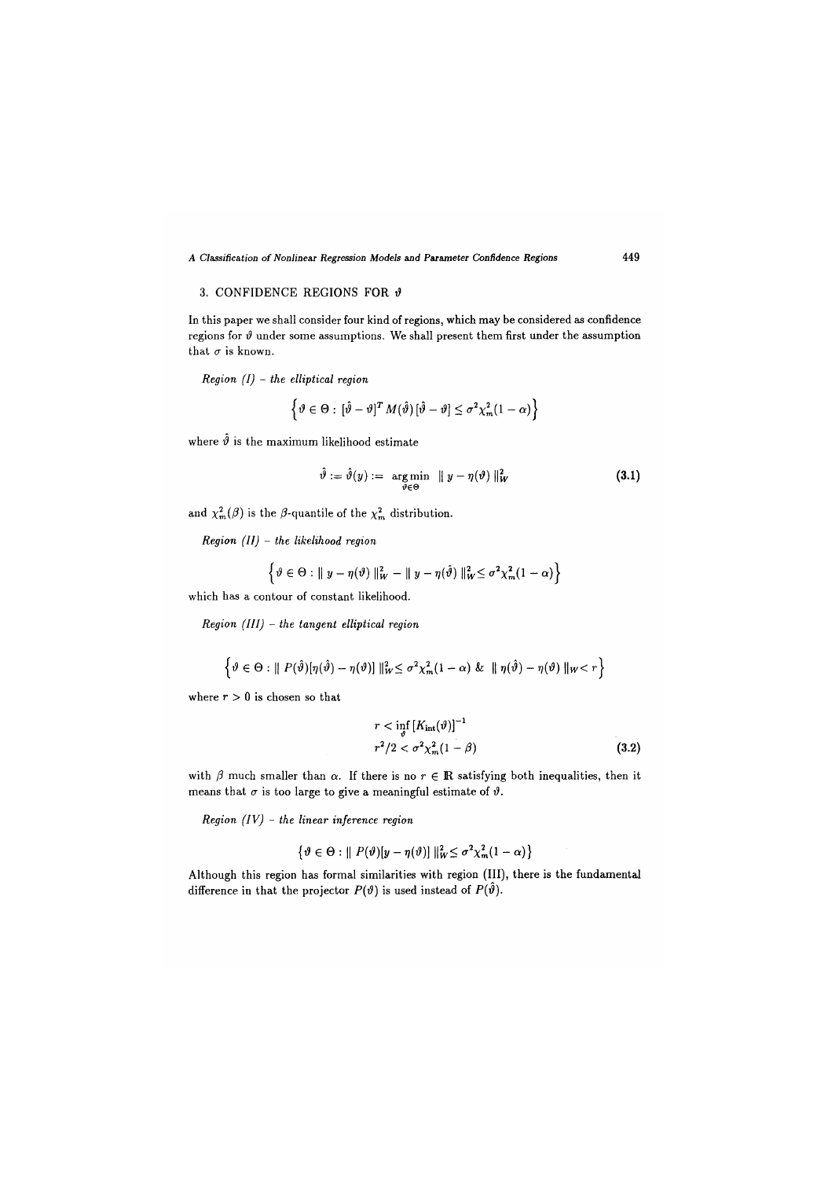## 3. CONFIDENCE REGIONS FOR $\vartheta$

In this paper we shall consider four kind of regions, which may be considered as confidence regions for $\vartheta$ under some assumptions. We shall present them first under the assumption that $\sigma$ is known.

*Region (I) – the elliptical region*

$$\left\{ \vartheta \in \Theta : [\hat{\vartheta} - \vartheta]^T M(\hat{\vartheta}) [\hat{\vartheta} - \vartheta] \leq \sigma^2 \chi^2_m (1 - \alpha) \right\}$$

where $\hat{\vartheta}$ is the maximum likelihood estimate

$$\hat{\vartheta} := \hat{\vartheta}(y) := \underset{\vartheta \in \Theta}{\arg\min} \ \| y - \eta(\vartheta) \|^2_W \tag{3.1}$$

and $\chi^2_m(\beta)$ is the $\beta$-quantile of the $\chi^2_m$ distribution.

*Region (II) – the likelihood region*

$$\left\{ \vartheta \in \Theta : \| y - \eta(\vartheta) \|^2_W - \| y - \eta(\hat{\vartheta}) \|^2_W \leq \sigma^2 \chi^2_m (1 - \alpha) \right\}$$

which has a contour of constant likelihood.

*Region (III) – the tangent elliptical region*

$$\left\{ \vartheta \in \Theta : \| P(\hat{\vartheta}) [\eta(\hat{\vartheta}) - \eta(\vartheta)] \|^2_W \leq \sigma^2 \chi^2_m (1 - \alpha) \ \& \ \| \eta(\hat{\vartheta}) - \eta(\vartheta) \|_W < r \right\}$$

where $r > 0$ is chosen so that

$$\begin{aligned} r &< \inf_{\vartheta} \left[ K_{\text{int}}(\vartheta) \right]^{-1} \\ r^2/2 &< \sigma^2 \chi^2_m (1 - \beta) \end{aligned} \tag{3.2}$$

with $\beta$ much smaller than $\alpha$. If there is no $r \in \mathbb{R}$ satisfying both inequalities, then it means that $\sigma$ is too large to give a meaningful estimate of $\vartheta$.

*Region (IV) – the linear inference region*

$$\left\{ \vartheta \in \Theta : \| P(\vartheta) [y - \eta(\vartheta)] \|^2_W \leq \sigma^2 \chi^2_m (1 - \alpha) \right\}$$

Although this region has formal similarities with region (III), there is the fundamental difference in that the projector $P(\vartheta)$ is used instead of $P(\hat{\vartheta})$.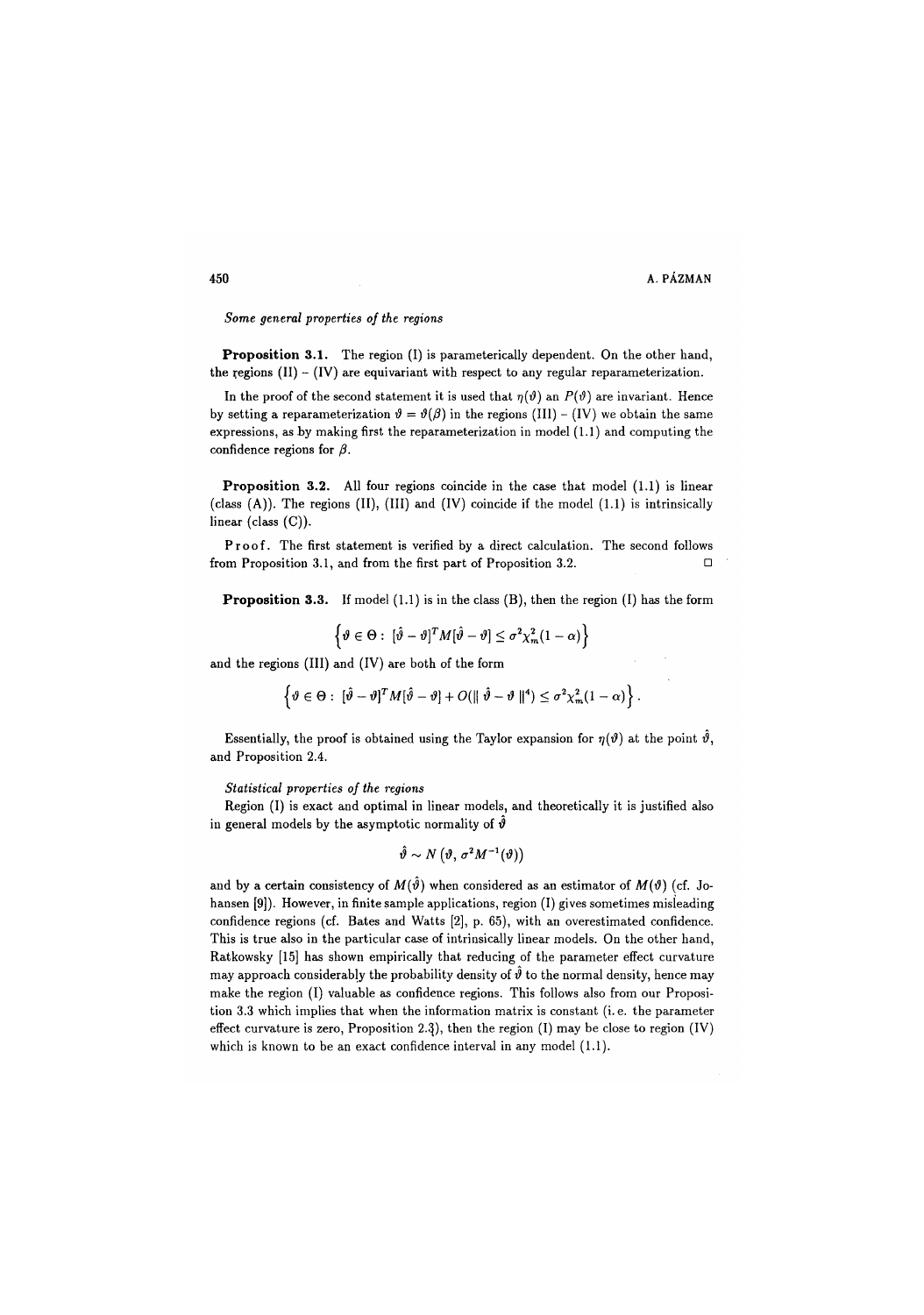*Some general properties of the regions*

**Proposition 3.1.** The region (I) is parameterically dependent. On the other hand, the regions (II) – (IV) are equivariant with respect to any regular reparameterization.

In the proof of the second statement it is used that $\eta(\vartheta)$ an $P(\vartheta)$ are invariant. Hence by setting a reparameterization $\vartheta = \vartheta(\beta)$ in the regions (III) – (IV) we obtain the same expressions, as by making first the reparameterization in model (1.1) and computing the confidence regions for $\beta$.

**Proposition 3.2.** All four regions coincide in the case that model (1.1) is linear (class (A)). The regions (II), (III) and (IV) coincide if the model (1.1) is intrinsically linear (class (C)).

Proof. The first statement is verified by a direct calculation. The second follows from Proposition 3.1, and from the first part of Proposition 3.2. □

**Proposition 3.3.** If model (1.1) is in the class (B), then the region (I) has the form

$$\left\{\vartheta \in \Theta : \, [\hat{\vartheta} - \vartheta]^T M [\hat{\vartheta} - \vartheta] \leq \sigma^2 \chi^2_m (1-\alpha)\right\}$$

and the regions (III) and (IV) are both of the form

$$\left\{\vartheta \in \Theta : \, [\hat{\vartheta} - \vartheta]^T M [\hat{\vartheta} - \vartheta] + O(\| \hat{\vartheta} - \vartheta \|^4) \leq \sigma^2 \chi^2_m (1-\alpha)\right\}.$$

Essentially, the proof is obtained using the Taylor expansion for $\eta(\vartheta)$ at the point $\hat{\vartheta}$, and Proposition 2.4.

*Statistical properties of the regions*

Region (I) is exact and optimal in linear models, and theoretically it is justified also in general models by the asymptotic normality of $\hat{\vartheta}$

$$\hat{\vartheta} \sim N\left(\vartheta, \sigma^2 M^{-1}(\vartheta)\right)$$

and by a certain consistency of $M(\hat{\vartheta})$ when considered as an estimator of $M(\vartheta)$ (cf. Johansen [9]). However, in finite sample applications, region (I) gives sometimes misleading confidence regions (cf. Bates and Watts [2], p. 65), with an overestimated confidence. This is true also in the particular case of intrinsically linear models. On the other hand, Ratkowsky [15] has shown empirically that reducing of the parameter effect curvature may approach considerably the probability density of $\hat{\vartheta}$ to the normal density, hence may make the region (I) valuable as confidence regions. This follows also from our Proposition 3.3 which implies that when the information matrix is constant (i. e. the parameter effect curvature is zero, Proposition 2.3), then the region (I) may be close to region (IV) which is known to be an exact confidence interval in any model (1.1).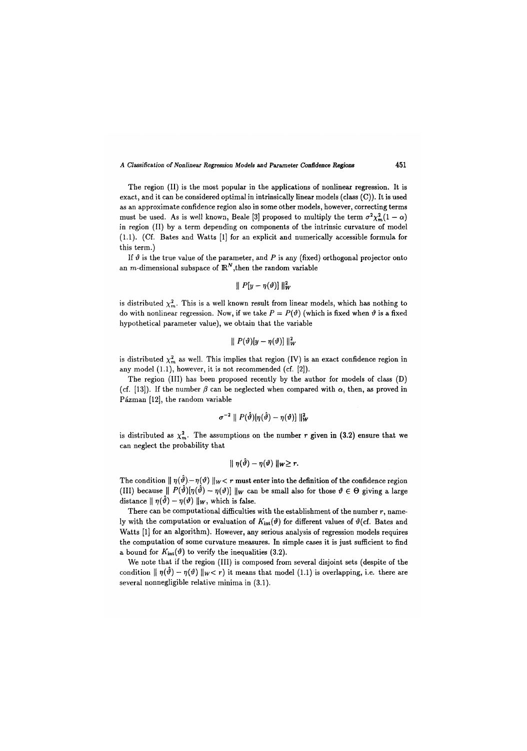The region (II) is the most popular in the applications of nonlinear regression. It is exact, and it can be considered optimal in intrinsically linear models (class (C)). It is used as an approximate confidence region also in some other models, however, correcting terms must be used. As is well known, Beale [3] proposed to multiply the term $\sigma^2\chi^2_m(1-\alpha)$ in region (II) by a term depending on components of the intrinsic curvature of model (1.1). (Cf. Bates and Watts [1] for an explicit and numerically accessible formula for this term.)

If $\vartheta$ is the true value of the parameter, and $P$ is any (fixed) orthogonal projector onto an $m$-dimensional subspace of $\mathbb{R}^N$, then the random variable

$$\| P[y - \eta(\vartheta)] \|^2_W$$

is distributed $\chi^2_m$. This is a well known result from linear models, which has nothing to do with nonlinear regression. Now, if we take $P = P(\vartheta)$ (which is fixed when $\vartheta$ is a fixed hypothetical parameter value), we obtain that the variable

$$\| P(\vartheta)[y - \eta(\vartheta)] \|^2_W$$

is distributed $\chi^2_m$ as well. This implies that region (IV) is an exact confidence region in any model (1.1), however, it is not recommended (cf. [2]).

The region (III) has been proposed recently by the author for models of class (D) (cf. [13]). If the number $\beta$ can be neglected when compared with $\alpha$, then, as proved in Pázman [12], the random variable

$$\sigma^{-2} \| P(\hat{\vartheta})[\eta(\hat{\vartheta}) - \eta(\vartheta)] \|^2_W$$

is distributed as $\chi^2_m$. The assumptions on the number $r$ given in (3.2) ensure that we can neglect the probability that

$$\| \eta(\hat{\vartheta}) - \eta(\vartheta) \|_W \geq r.$$

The condition $\| \eta(\hat{\vartheta}) - \eta(\vartheta) \|_W < r$ must enter into the definition of the confidence region (III) because $\| P(\hat{\vartheta})[\eta(\hat{\vartheta}) - \eta(\vartheta)] \|_W$ can be small also for those $\vartheta \in \Theta$ giving a large distance $\| \eta(\hat{\vartheta}) - \eta(\vartheta) \|_W$, which is false.

There can be computational difficulties with the establishment of the number $r$, namely with the computation or evaluation of $K_{\text{int}}(\vartheta)$ for different values of $\vartheta$(cf. Bates and Watts [1] for an algorithm). However, any serious analysis of regression models requires the computation of some curvature measures. In simple cases it is just sufficient to find a bound for $K_{\text{int}}(\vartheta)$ to verify the inequalities (3.2).

We note that if the region (III) is composed from several disjoint sets (despite of the condition $\| \eta(\hat{\vartheta}) - \eta(\vartheta) \|_W < r$) it means that model (1.1) is overlapping, i.e. there are several nonnegligible relative minima in (3.1).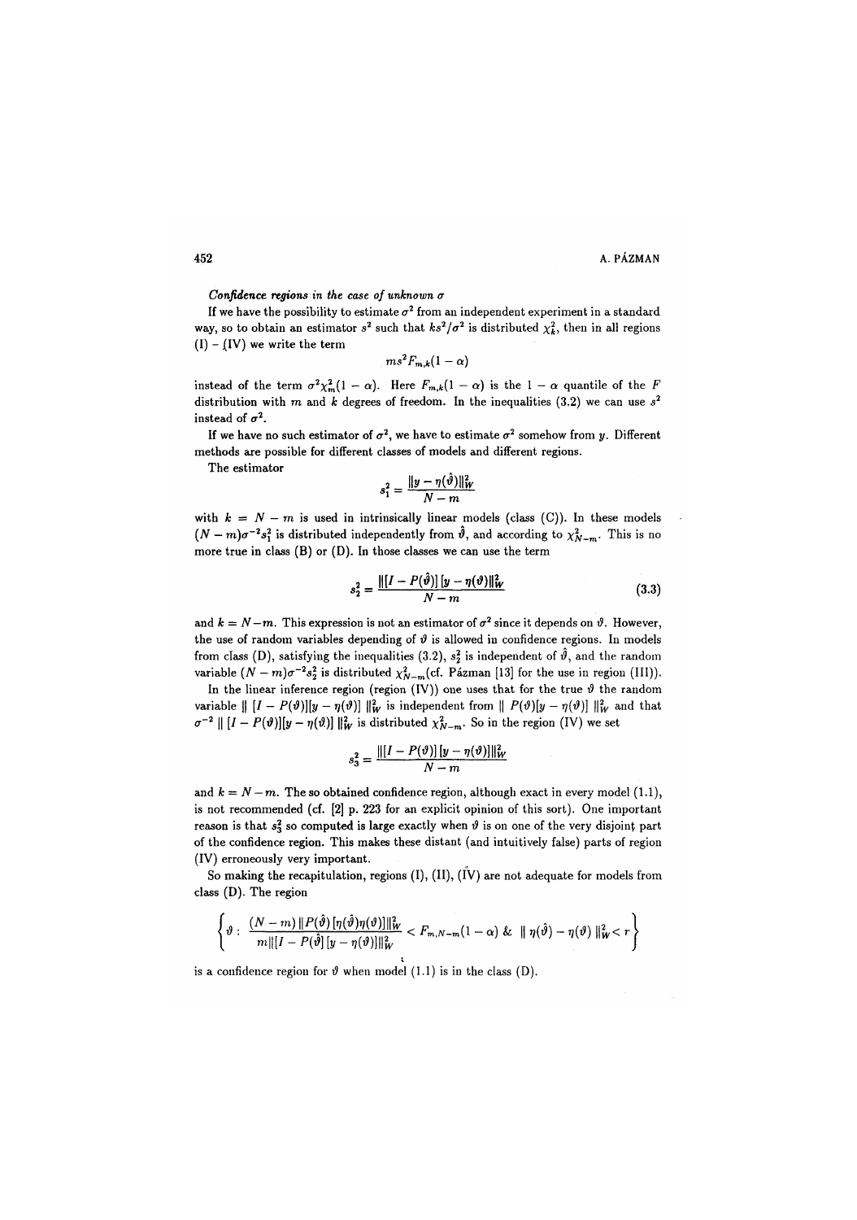*Confidence regions in the case of unknown $\sigma$*

If we have the possibility to estimate $\sigma^2$ from an independent experiment in a standard way, so to obtain an estimator $s^2$ such that $ks^2/\sigma^2$ is distributed $\chi^2_k$, then in all regions (I) – (IV) we write the term

$$ms^2 F_{m,k}(1-\alpha)$$

instead of the term $\sigma^2 \chi^2_m(1-\alpha)$. Here $F_{m,k}(1-\alpha)$ is the $1-\alpha$ quantile of the $F$ distribution with $m$ and $k$ degrees of freedom. In the inequalities (3.2) we can use $s^2$ instead of $\sigma^2$.

If we have no such estimator of $\sigma^2$, we have to estimate $\sigma^2$ somehow from $y$. Different methods are possible for different classes of models and different regions.

The estimator

$$s_1^2 = \frac{\|y - \eta(\hat{\vartheta})\|^2_W}{N-m}$$

with $k = N - m$ is used in intrinsically linear models (class (C)). In these models $(N-m)\sigma^{-2}s_1^2$ is distributed independently from $\hat{\vartheta}$, and according to $\chi^2_{N-m}$. This is no more true in class (B) or (D). In those classes we can use the term

$$s_2^2 = \frac{\|[I - P(\hat{\vartheta})]\,[y - \eta(\vartheta)]\|^2_W}{N-m} \tag{3.3}$$

and $k = N-m$. This expression is not an estimator of $\sigma^2$ since it depends on $\vartheta$. However, the use of random variables depending of $\vartheta$ is allowed in confidence regions. In models from class (D), satisfying the inequalities (3.2), $s_2^2$ is independent of $\hat{\vartheta}$, and the random variable $(N-m)\sigma^{-2}s_2^2$ is distributed $\chi^2_{N-m}$(cf. Pázman [13] for the use in region (III)).

In the linear inference region (region (IV)) one uses that for the true $\vartheta$ the random variable $\| [I - P(\vartheta)][y - \eta(\vartheta)] \|^2_W$ is independent from $\| P(\vartheta)[y - \eta(\vartheta)] \|^2_W$ and that $\sigma^{-2} \| [I - P(\vartheta)][y - \eta(\vartheta)] \|^2_W$ is distributed $\chi^2_{N-m}$. So in the region (IV) we set

$$s_3^2 = \frac{\|[I - P(\vartheta)]\,[y - \eta(\vartheta)]\|^2_W}{N-m}$$

and $k = N-m$. The so obtained confidence region, although exact in every model (1.1), is not recommended (cf. [2] p. 223 for an explicit opinion of this sort). One important reason is that $s_3^2$ so computed is large exactly when $\vartheta$ is on one of the very disjoint part of the confidence region. This makes these distant (and intuitively false) parts of region (IV) erroneously very important.

So making the recapitulation, regions (I), (II), (IV) are not adequate for models from class (D). The region

$$\left\{ \vartheta : \frac{(N-m)\,\|P(\hat{\vartheta})\,[\eta(\hat{\vartheta})\eta(\vartheta)]\|^2_W}{m\|[I - P(\hat{\vartheta}]\,[y - \eta(\vartheta)]\|^2_W} < F_{m,N-m}(1-\alpha) \;\&\; \| \eta(\hat{\vartheta}) - \eta(\vartheta) \|^2_W < r \right\}$$

is a confidence region for $\vartheta$ when model (1.1) is in the class (D).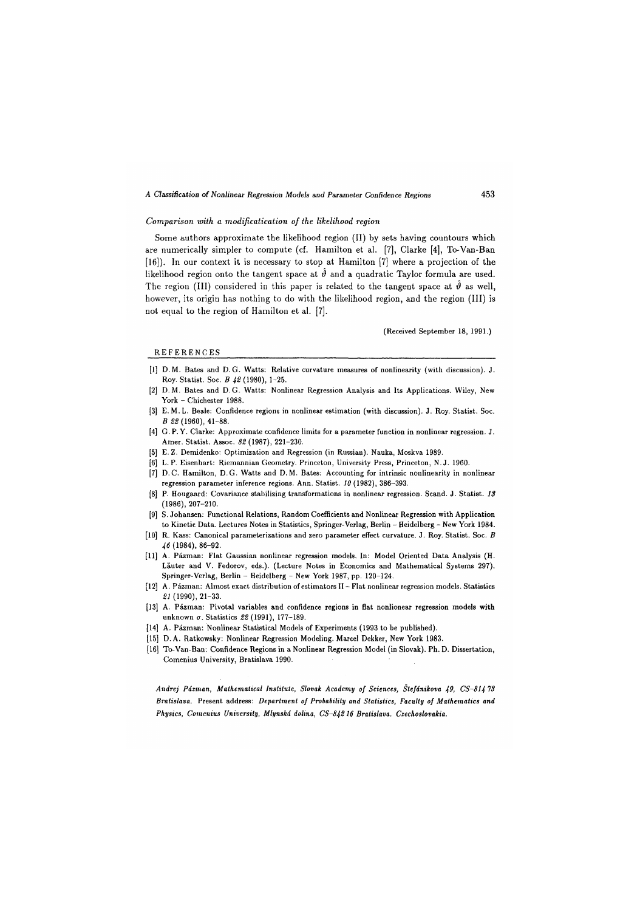*Comparison with a modificatication of the likelihood region*

Some authors approximate the likelihood region (II) by sets having countours which are numerically simpler to compute (cf. Hamilton et al. [7], Clarke [4], To-Van-Ban [16]). In our context it is necessary to stop at Hamilton [7] where a projection of the likelihood region onto the tangent space at $\hat{\vartheta}$ and a quadratic Taylor formula are used. The region (III) considered in this paper is related to the tangent space at $\hat{\vartheta}$ as well, however, its origin has nothing to do with the likelihood region, and the region (III) is not equal to the region of Hamilton et al. [7].

(Received September 18, 1991.)

## REFERENCES

[1] D. M. Bates and D. G. Watts: Relative curvature measures of nonlinearity (with discussion). J. Roy. Statist. Soc. *B 42* (1980), 1–25.

[2] D. M. Bates and D. G. Watts: Nonlinear Regression Analysis and Its Applications. Wiley, New York – Chichester 1988.

[3] E. M. L. Beale: Confidence regions in nonlinear estimation (with discussion). J. Roy. Statist. Soc. *B 22* (1960), 41–88.

[4] G. P. Y. Clarke: Approximate confidence limits for a parameter function in nonlinear regression. J. Amer. Statist. Assoc. *82* (1987), 221–230.

[5] E. Z. Demidenko: Optimization and Regression (in Russian). Nauka, Moskva 1989.

[6] L. P. Eisenhart: Riemannian Geometry. Princeton, University Press, Princeton, N. J. 1960.

[7] D. C. Hamilton, D. G. Watts and D. M. Bates: Accounting for intrinsic nonlinearity in nonlinear regression parameter inference regions. Ann. Statist. *10* (1982), 386–393.

[8] P. Hougaard: Covariance stabilizing transformations in nonlinear regression. Scand. J. Statist. *13* (1986), 207–210.

[9] S. Johansen: Functional Relations, Random Coefficients and Nonlinear Regression with Application to Kinetic Data. Lectures Notes in Statistics, Springer-Verlag, Berlin – Heidelberg – New York 1984.

[10] R. Kass: Canonical parameterizations and zero parameter effect curvature. J. Roy. Statist. Soc. *B 46* (1984), 86–92.

[11] A. Pázman: Flat Gaussian nonlinear regression models. In: Model Oriented Data Analysis (H. Läuter and V. Fedorov, eds.). (Lecture Notes in Economics and Mathematical Systems 297). Springer-Verlag, Berlin – Heidelberg – New York 1987, pp. 120–124.

[12] A. Pázman: Almost exact distribution of estimators II – Flat nonlinear regression models. Statistics *21* (1990), 21–33.

[13] A. Pázman: Pivotal variables and confidence regions in flat nonlionear regression models with unknown $\sigma$. Statistics *22* (1991), 177–189.

[14] A. Pázman: Nonlinear Statistical Models of Experiments (1993 to be published).

[15] D. A. Ratkowsky: Nonlinear Regression Modeling. Marcel Dekker, New York 1983.

[16] To-Van-Ban: Confidence Regions in a Nonlinear Regression Model (in Slovak). Ph. D. Dissertation, Comenius University, Bratislava 1990.

*Andrej Pázman, Mathematical Institute, Slovak Academy of Sciences, Štefánikova 49, CS-814 73 Bratislava.* Present address: *Department of Probability and Statistics, Faculty of Mathematics and Physics, Comenius University, Mlynská dolina, CS-842 16 Bratislava. Czechoslovakia.*